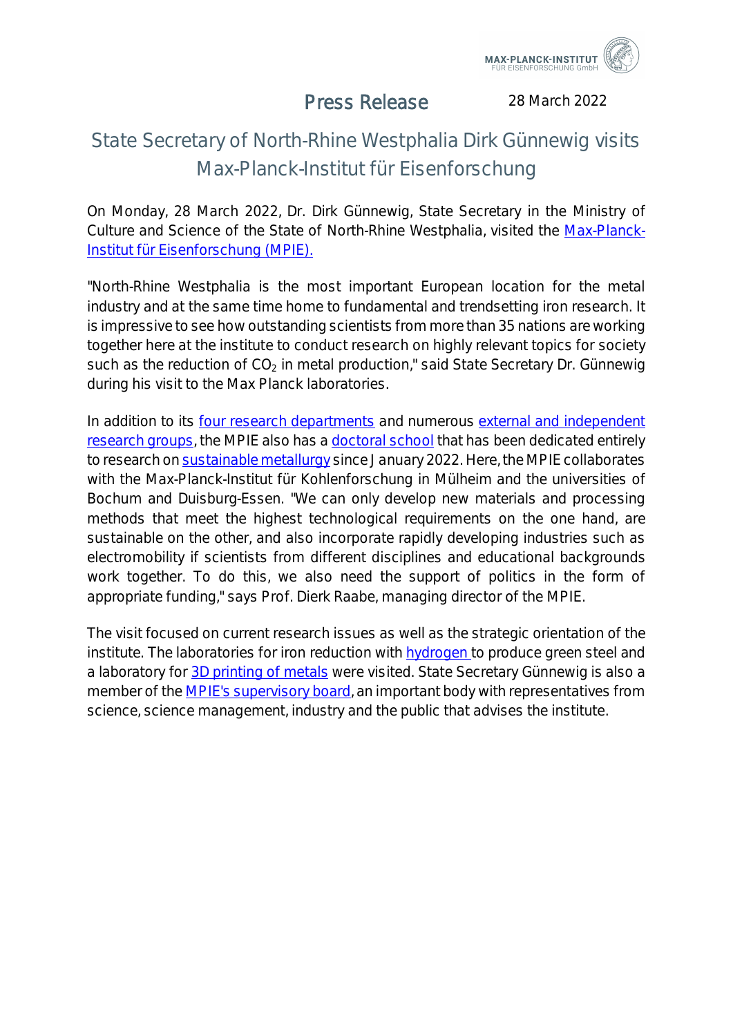Press Release 28 March 2022

# State Secretary of North-Rhine Westphalia Dirk Günnewig visits Max-Planck-Institut für Eisenforschung

On Monday, 28 March 2022, Dr. Dirk Günnewig, State Secretary in the Ministry of Culture and Science of the State of North-Rhine Westphalia, visited the Max-Planck-Institut für Eisenforschung (MPIE).

"North-Rhine Westphalia is the most important European location for the metal industry and at the same time home to fundamental and trendsetting iron research. It is impressive to see how outstanding scientists from more than 35 nations are working together here at the institute to conduct research on highly relevant topics for society such as the reduction of $CO_2$ in metal production," said State Secretary Dr. Günnewig during his visit to the Max Planck laboratories.

In addition to its four research departments and numerous external and independent research groups, the MPIE also has a doctoral school that has been dedicated entirely to research on sustainable metallurgy since January 2022. Here, the MPIE collaborates with the Max-Planck-Institut für Kohlenforschung in Mülheim and the universities of Bochum and Duisburg-Essen. "We can only develop new materials and processing methods that meet the highest technological requirements on the one hand, are sustainable on the other, and also incorporate rapidly developing industries such as electromobility if scientists from different disciplines and educational backgrounds work together. To do this, we also need the support of politics in the form of appropriate funding," says Prof. Dierk Raabe, managing director of the MPIE.

The visit focused on current research issues as well as the strategic orientation of the institute. The laboratories for iron reduction with hydrogen to produce green steel and a laboratory for 3D printing of metals were visited. State Secretary Günnewig is also a member of the MPIE's supervisory board, an important body with representatives from science, science management, industry and the public that advises the institute.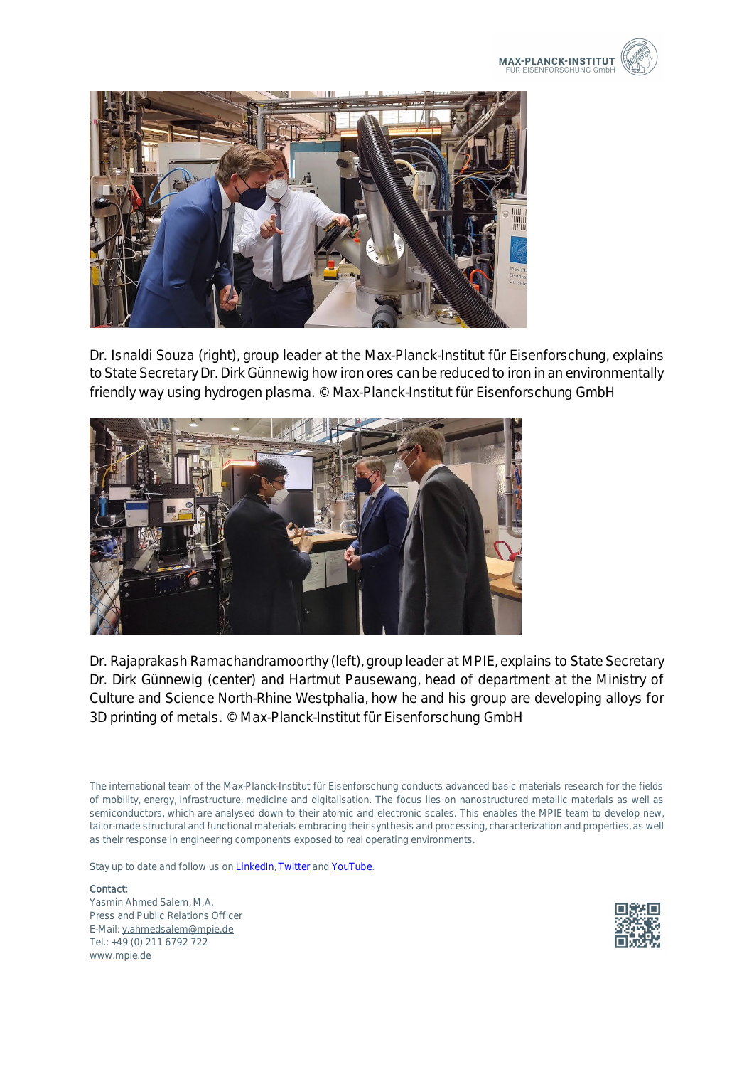Dr. Isnaldi Souza (right), group leader at the Max-Planck-Institut für Eisenforschung, explains to State Secretary Dr. Dirk Günnewig how iron ores can be reduced to iron in an environmentally friendly way using hydrogen plasma. © Max-Planck-Institut für Eisenforschung GmbH

Dr. Rajaprakash Ramachandramoorthy (left), group leader at MPIE, explains to State Secretary Dr. Dirk Günnewig (center) and Hartmut Pausewang, head of department at the Ministry of Culture and Science North-Rhine Westphalia, how he and his group are developing alloys for 3D printing of metals. © Max-Planck-Institut für Eisenforschung GmbH

The international team of the Max-Planck-Institut für Eisenforschung conducts advanced basic materials research for the fields of mobility, energy, infrastructure, medicine and digitalisation. The focus lies on nanostructured metallic materials as well as semiconductors, which are analysed down to their atomic and electronic scales. This enables the MPIE team to develop new, tailor-made structural and functional materials embracing their synthesis and processing, characterization and properties, as well as their response in engineering components exposed to real operating environments.

Stay up to date and follow us on LinkedIn, Twitter and YouTube.

Contact:
Yasmin Ahmed Salem, M.A.
Press and Public Relations Officer
E-Mail: y.ahmedsalem@mpie.de
Tel.: +49 (0) 211 6792 722
www.mpie.de